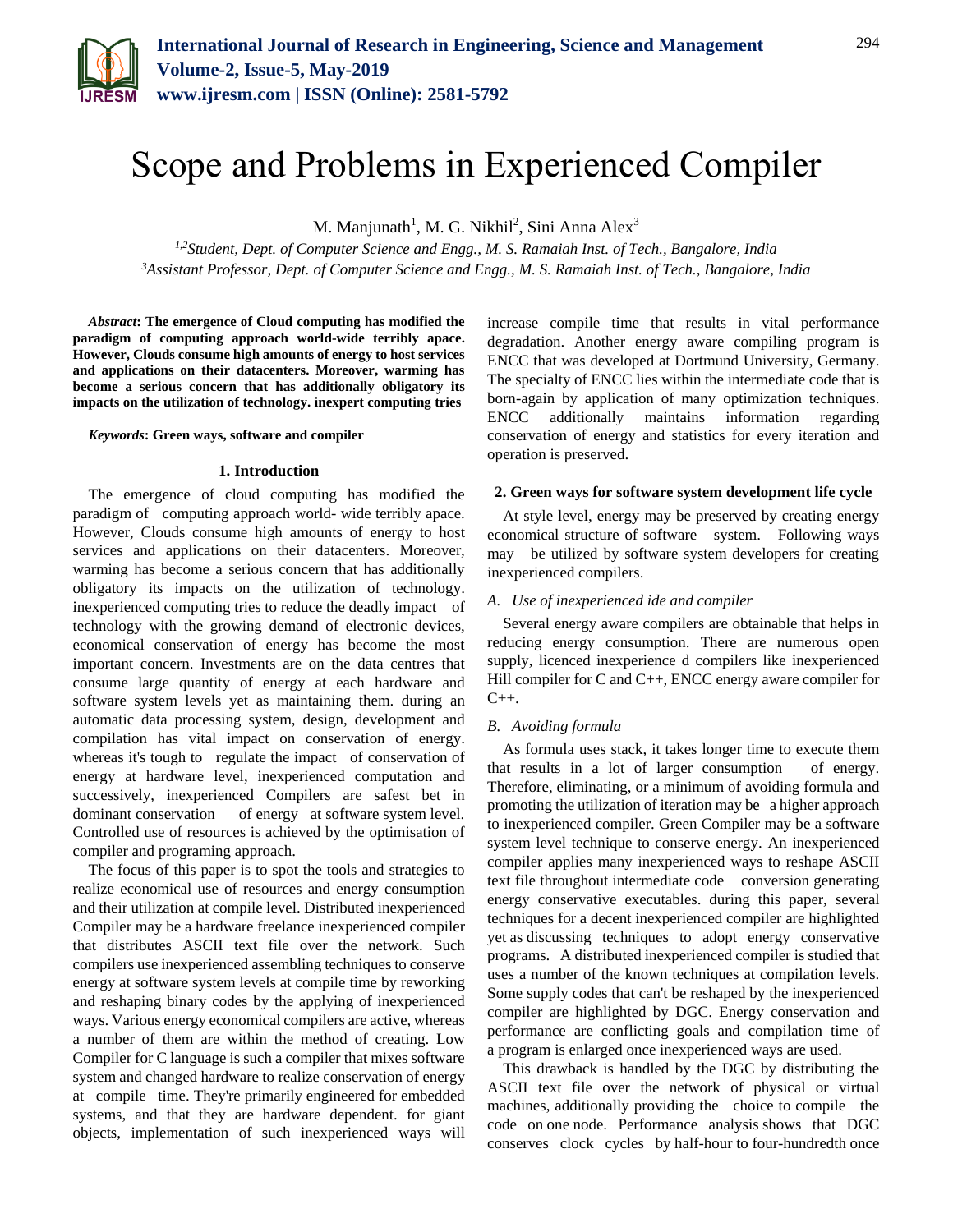# Scope and Problems in Experienced Compiler

M. Manjunath[1], M. G. Nikhil[2], Sini Anna Alex[3]

[1,2]*Student, Dept. of Computer Science and Engg., M. S. Ramaiah Inst. of Tech., Bangalore, India*
[3]*Assistant Professor, Dept. of Computer Science and Engg., M. S. Ramaiah Inst. of Tech., Bangalore, India*

***Abstract*: The emergence of Cloud computing has modified the paradigm of computing approach world-wide terribly apace. However, Clouds consume high amounts of energy to host services and applications on their datacenters. Moreover, warming has become a serious concern that has additionally obligatory its impacts on the utilization of technology. inexpert computing tries**

***Keywords*: Green ways, software and compiler**

## 1. Introduction

The emergence of cloud computing has modified the paradigm of computing approach world- wide terribly apace. However, Clouds consume high amounts of energy to host services and applications on their datacenters. Moreover, warming has become a serious concern that has additionally obligatory its impacts on the utilization of technology. inexperienced computing tries to reduce the deadly impact of technology with the growing demand of electronic devices, economical conservation of energy has become the most important concern. Investments are on the data centres that consume large quantity of energy at each hardware and software system levels yet as maintaining them. during an automatic data processing system, design, development and compilation has vital impact on conservation of energy. whereas it's tough to regulate the impact of conservation of energy at hardware level, inexperienced computation and successively, inexperienced Compilers are safest bet in dominant conservation of energy at software system level. Controlled use of resources is achieved by the optimisation of compiler and programing approach.

The focus of this paper is to spot the tools and strategies to realize economical use of resources and energy consumption and their utilization at compile level. Distributed inexperienced Compiler may be a hardware freelance inexperienced compiler that distributes ASCII text file over the network. Such compilers use inexperienced assembling techniques to conserve energy at software system levels at compile time by reworking and reshaping binary codes by the applying of inexperienced ways. Various energy economical compilers are active, whereas a number of them are within the method of creating. Low Compiler for C language is such a compiler that mixes software system and changed hardware to realize conservation of energy at compile time. They're primarily engineered for embedded systems, and that they are hardware dependent. for giant objects, implementation of such inexperienced ways will increase compile time that results in vital performance degradation. Another energy aware compiling program is ENCC that was developed at Dortmund University, Germany. The specialty of ENCC lies within the intermediate code that is born-again by application of many optimization techniques. ENCC additionally maintains information regarding conservation of energy and statistics for every iteration and operation is preserved.

## 2. Green ways for software system development life cycle

At style level, energy may be preserved by creating energy economical structure of software system. Following ways may be utilized by software system developers for creating inexperienced compilers.

### *A. Use of inexperienced ide and compiler*

Several energy aware compilers are obtainable that helps in reducing energy consumption. There are numerous open supply, licenced inexperience d compilers like inexperienced Hill compiler for C and C++, ENCC energy aware compiler for C++.

### *B. Avoiding formula*

As formula uses stack, it takes longer time to execute them that results in a lot of larger consumption of energy. Therefore, eliminating, or a minimum of avoiding formula and promoting the utilization of iteration may be a higher approach to inexperienced compiler. Green Compiler may be a software system level technique to conserve energy. An inexperienced compiler applies many inexperienced ways to reshape ASCII text file throughout intermediate code conversion generating energy conservative executables. during this paper, several techniques for a decent inexperienced compiler are highlighted yet as discussing techniques to adopt energy conservative programs. A distributed inexperienced compiler is studied that uses a number of the known techniques at compilation levels. Some supply codes that can't be reshaped by the inexperienced compiler are highlighted by DGC. Energy conservation and performance are conflicting goals and compilation time of a program is enlarged once inexperienced ways are used.

This drawback is handled by the DGC by distributing the ASCII text file over the network of physical or virtual machines, additionally providing the choice to compile the code on one node. Performance analysis shows that DGC conserves clock cycles by half-hour to four-hundredth once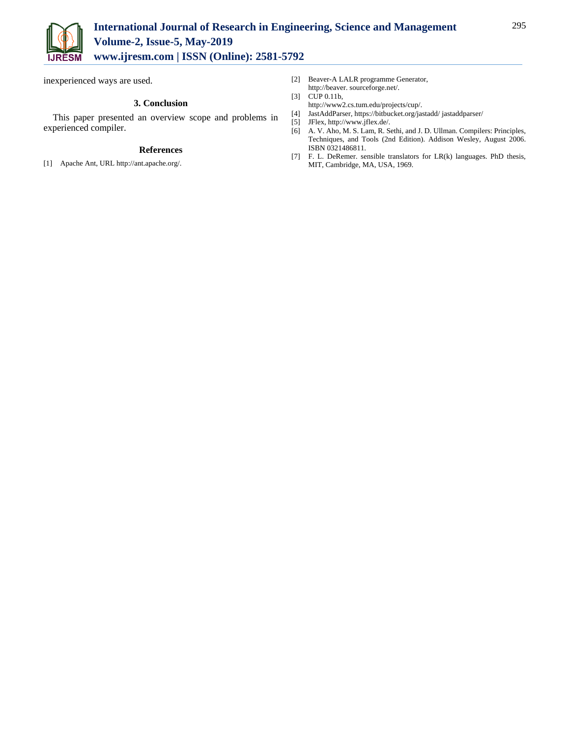inexperienced ways are used.

## 3. Conclusion

This paper presented an overview scope and problems in experienced compiler.

## References

[1] Apache Ant, URL http://ant.apache.org/.

[2] Beaver-A LALR programme Generator, http://beaver. sourceforge.net/.

[3] CUP 0.11b, http://www2.cs.tum.edu/projects/cup/.

[4] JastAddParser, https://bitbucket.org/jastadd/ jastaddparser/

[5] JFlex, http://www.jflex.de/.

[6] A. V. Aho, M. S. Lam, R. Sethi, and J. D. Ullman. Compilers: Principles, Techniques, and Tools (2nd Edition). Addison Wesley, August 2006. ISBN 0321486811.

[7] F. L. DeRemer. sensible translators for LR(k) languages. PhD thesis, MIT, Cambridge, MA, USA, 1969.